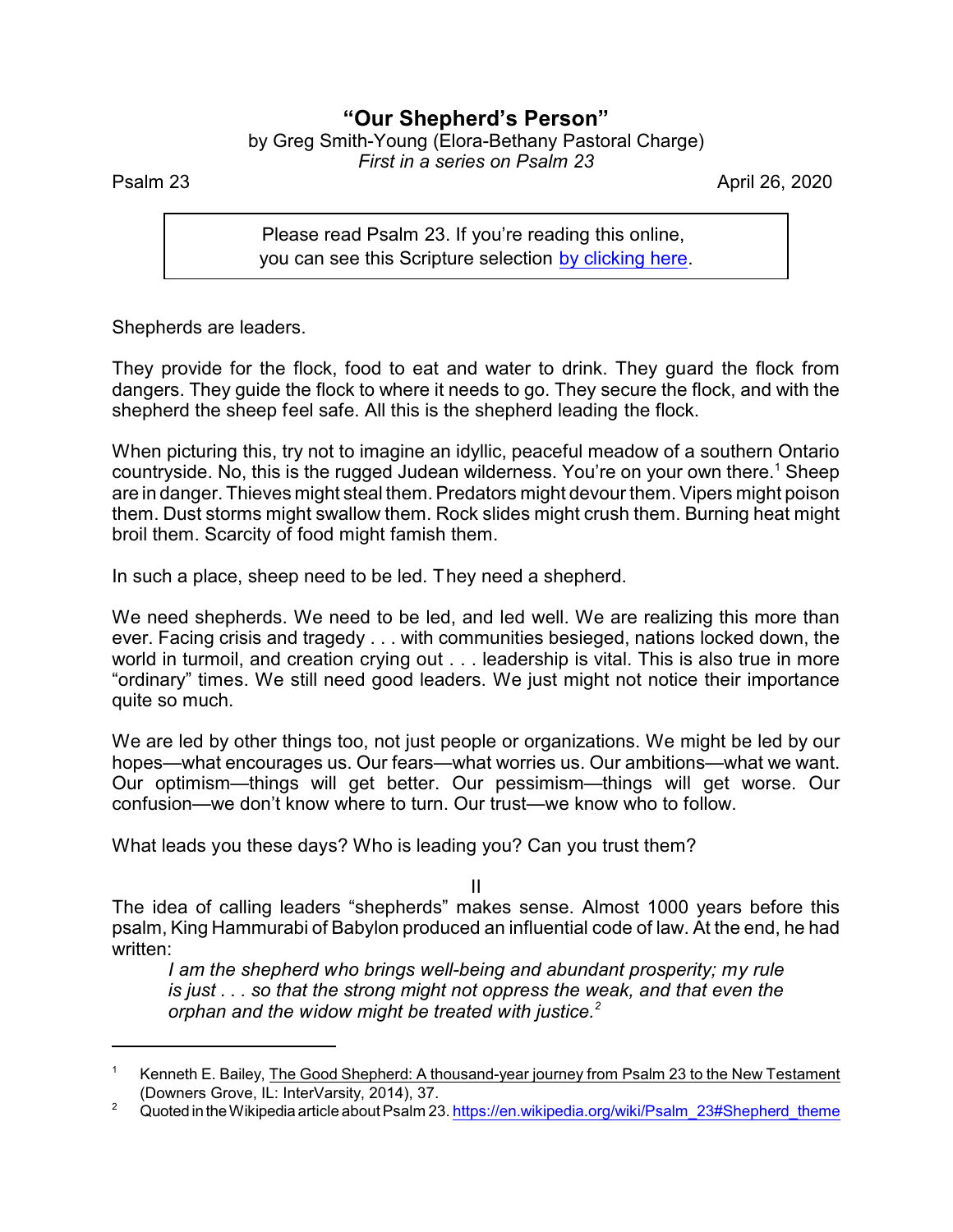# "Our Shepherd's Person"

by Greg Smith-Young (Elora-Bethany Pastoral Charge)
*First in a series on Psalm 23*

Psalm 23 April 26, 2020

> Please read Psalm 23. If you're reading this online, you can see this Scripture selection by clicking here.

Shepherds are leaders.

They provide for the flock, food to eat and water to drink. They guard the flock from dangers. They guide the flock to where it needs to go. They secure the flock, and with the shepherd the sheep feel safe. All this is the shepherd leading the flock.

When picturing this, try not to imagine an idyllic, peaceful meadow of a southern Ontario countryside. No, this is the rugged Judean wilderness. You're on your own there.[1] Sheep are in danger. Thieves might steal them. Predators might devour them. Vipers might poison them. Dust storms might swallow them. Rock slides might crush them. Burning heat might broil them. Scarcity of food might famish them.

In such a place, sheep need to be led. They need a shepherd.

We need shepherds. We need to be led, and led well. We are realizing this more than ever. Facing crisis and tragedy . . . with communities besieged, nations locked down, the world in turmoil, and creation crying out . . . leadership is vital. This is also true in more "ordinary" times. We still need good leaders. We just might not notice their importance quite so much.

We are led by other things too, not just people or organizations. We might be led by our hopes—what encourages us. Our fears—what worries us. Our ambitions—what we want. Our optimism—things will get better. Our pessimism—things will get worse. Our confusion—we don't know where to turn. Our trust—we know who to follow.

What leads you these days? Who is leading you? Can you trust them?

II

The idea of calling leaders "shepherds" makes sense. Almost 1000 years before this psalm, King Hammurabi of Babylon produced an influential code of law. At the end, he had written:

> *I am the shepherd who brings well-being and abundant prosperity; my rule is just . . . so that the strong might not oppress the weak, and that even the orphan and the widow might be treated with justice.*[2]

---

[1] Kenneth E. Bailey, The Good Shepherd: A thousand-year journey from Psalm 23 to the New Testament (Downers Grove, IL: InterVarsity, 2014), 37.

[2] Quoted in the Wikipedia article about Psalm 23. https://en.wikipedia.org/wiki/Psalm_23#Shepherd_theme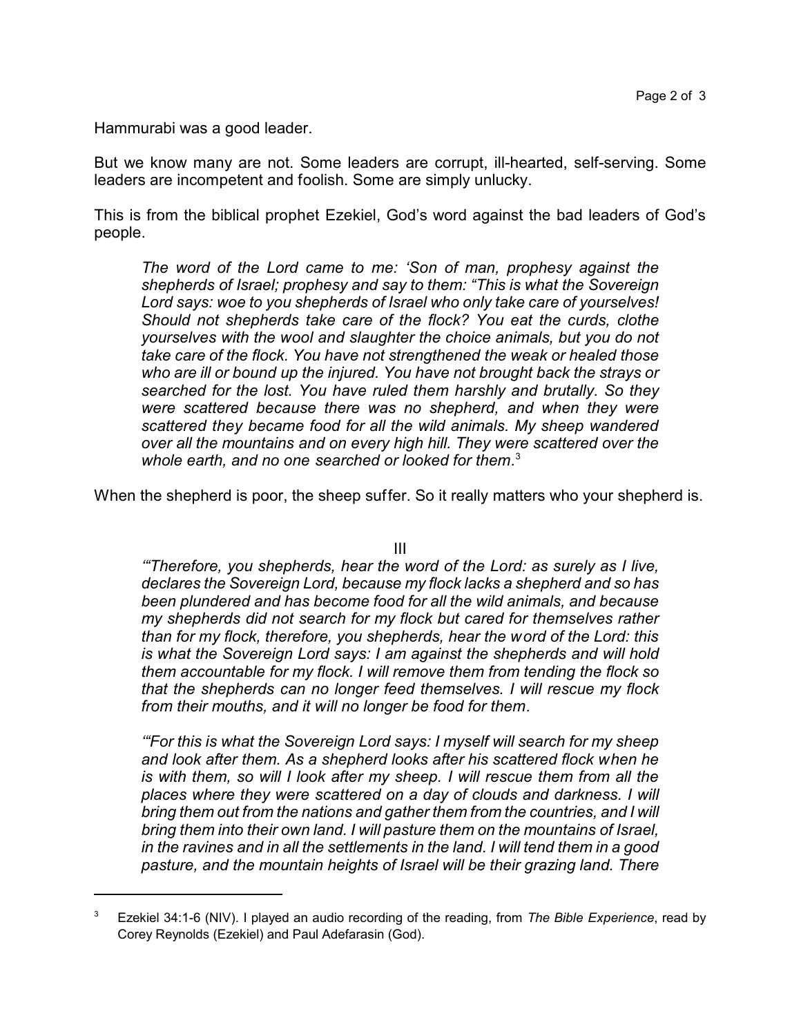Hammurabi was a good leader.

But we know many are not. Some leaders are corrupt, ill-hearted, self-serving. Some leaders are incompetent and foolish. Some are simply unlucky.

This is from the biblical prophet Ezekiel, God's word against the bad leaders of God's people.

> *The word of the Lord came to me: 'Son of man, prophesy against the shepherds of Israel; prophesy and say to them: "This is what the Sovereign Lord says: woe to you shepherds of Israel who only take care of yourselves! Should not shepherds take care of the flock? You eat the curds, clothe yourselves with the wool and slaughter the choice animals, but you do not take care of the flock. You have not strengthened the weak or healed those who are ill or bound up the injured. You have not brought back the strays or searched for the lost. You have ruled them harshly and brutally. So they were scattered because there was no shepherd, and when they were scattered they became food for all the wild animals. My sheep wandered over all the mountains and on every high hill. They were scattered over the whole earth, and no one searched or looked for them.*[3]

When the shepherd is poor, the sheep suffer. So it really matters who your shepherd is.

## III

> *'"Therefore, you shepherds, hear the word of the Lord: as surely as I live, declares the Sovereign Lord, because my flock lacks a shepherd and so has been plundered and has become food for all the wild animals, and because my shepherds did not search for my flock but cared for themselves rather than for my flock, therefore, you shepherds, hear the word of the Lord: this is what the Sovereign Lord says: I am against the shepherds and will hold them accountable for my flock. I will remove them from tending the flock so that the shepherds can no longer feed themselves. I will rescue my flock from their mouths, and it will no longer be food for them.*
>
> *'"For this is what the Sovereign Lord says: I myself will search for my sheep and look after them. As a shepherd looks after his scattered flock when he is with them, so will I look after my sheep. I will rescue them from all the places where they were scattered on a day of clouds and darkness. I will bring them out from the nations and gather them from the countries, and I will bring them into their own land. I will pasture them on the mountains of Israel, in the ravines and in all the settlements in the land. I will tend them in a good pasture, and the mountain heights of Israel will be their grazing land. There*

---

[3] Ezekiel 34:1-6 (NIV). I played an audio recording of the reading, from *The Bible Experience*, read by Corey Reynolds (Ezekiel) and Paul Adefarasin (God).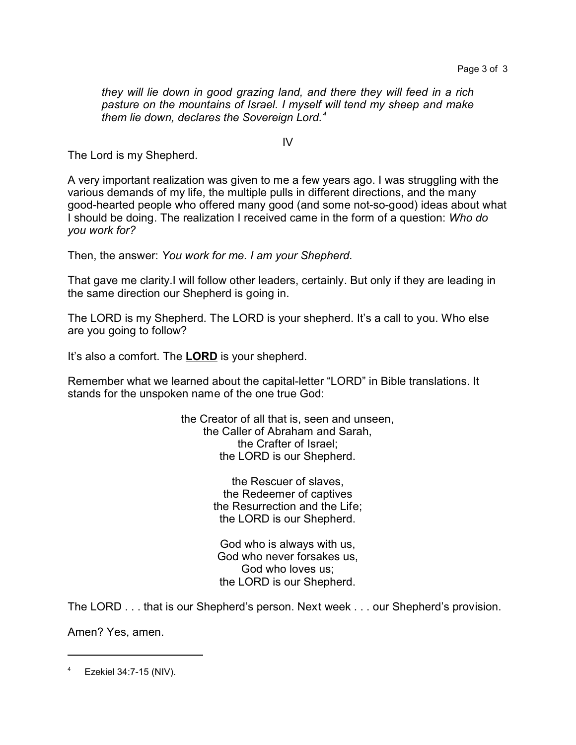> *they will lie down in good grazing land, and there they will feed in a rich pasture on the mountains of Israel. I myself will tend my sheep and make them lie down, declares the Sovereign Lord.*[4]

IV

The Lord is my Shepherd.

A very important realization was given to me a few years ago. I was struggling with the various demands of my life, the multiple pulls in different directions, and the many good-hearted people who offered many good (and some not-so-good) ideas about what I should be doing. The realization I received came in the form of a question: *Who do you work for?*

Then, the answer: *You work for me. I am your Shepherd.*

That gave me clarity.I will follow other leaders, certainly. But only if they are leading in the same direction our Shepherd is going in.

The LORD is my Shepherd. The LORD is your shepherd. It's a call to you. Who else are you going to follow?

It's also a comfort. The <u>**LORD**</u> is your shepherd.

Remember what we learned about the capital-letter "LORD" in Bible translations. It stands for the unspoken name of the one true God:

the Creator of all that is, seen and unseen,
the Caller of Abraham and Sarah,
the Crafter of Israel;
the LORD is our Shepherd.

the Rescuer of slaves,
the Redeemer of captives
the Resurrection and the Life;
the LORD is our Shepherd.

God who is always with us,
God who never forsakes us,
God who loves us;
the LORD is our Shepherd.

The LORD . . . that is our Shepherd's person. Next week . . . our Shepherd's provision.

Amen? Yes, amen.

---

[4] Ezekiel 34:7-15 (NIV).